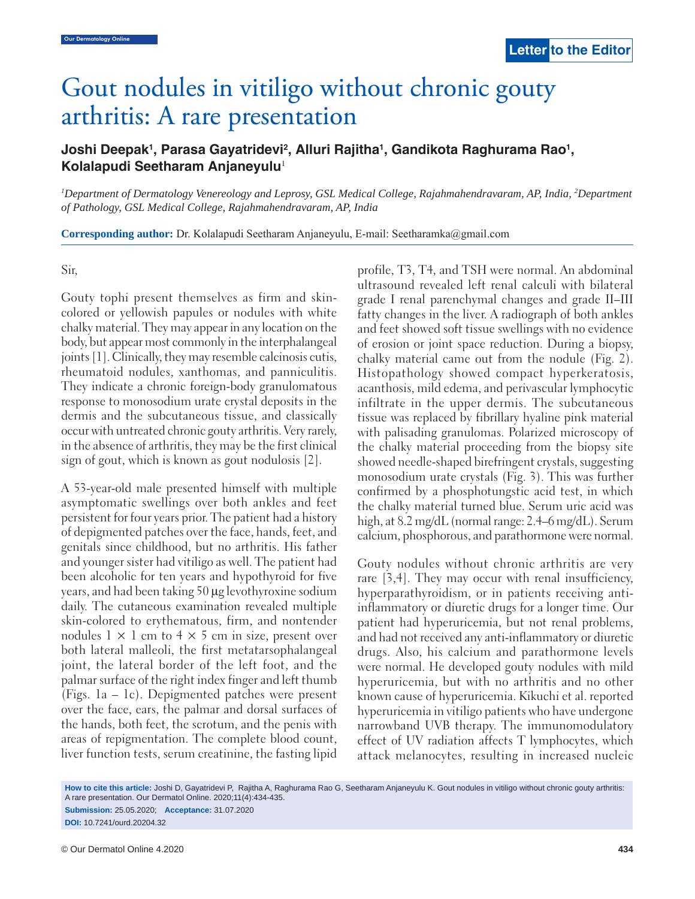# Gout nodules in vitiligo without chronic gouty arthritis: A rare presentation

**Joshi Deepak[1], Parasa Gayatridevi[2], Alluri Rajitha[1], Gandikota Raghurama Rao[1], Kolalapudi Seetharam Anjaneyulu[1]**

*[1]Department of Dermatology Venereology and Leprosy, GSL Medical College, Rajahmahendravaram, AP, India, [2]Department of Pathology, GSL Medical College, Rajahmahendravaram, AP, India*

**Corresponding author:** Dr. Kolalapudi Seetharam Anjaneyulu, E-mail: Seetharamka@gmail.com

Sir,

Gouty tophi present themselves as firm and skin-colored or yellowish papules or nodules with white chalky material. They may appear in any location on the body, but appear most commonly in the interphalangeal joints [1]. Clinically, they may resemble calcinosis cutis, rheumatoid nodules, xanthomas, and panniculitis. They indicate a chronic foreign-body granulomatous response to monosodium urate crystal deposits in the dermis and the subcutaneous tissue, and classically occur with untreated chronic gouty arthritis. Very rarely, in the absence of arthritis, they may be the first clinical sign of gout, which is known as gout nodulosis [2].

A 53-year-old male presented himself with multiple asymptomatic swellings over both ankles and feet persistent for four years prior. The patient had a history of depigmented patches over the face, hands, feet, and genitals since childhood, but no arthritis. His father and younger sister had vitiligo as well. The patient had been alcoholic for ten years and hypothyroid for five years, and had been taking 50 μg levothyroxine sodium daily. The cutaneous examination revealed multiple skin-colored to erythematous, firm, and nontender nodules 1 × 1 cm to 4 × 5 cm in size, present over both lateral malleoli, the first metatarsophalangeal joint, the lateral border of the left foot, and the palmar surface of the right index finger and left thumb (Figs. 1a – 1c). Depigmented patches were present over the face, ears, the palmar and dorsal surfaces of the hands, both feet, the scrotum, and the penis with areas of repigmentation. The complete blood count, liver function tests, serum creatinine, the fasting lipid profile, T3, T4, and TSH were normal. An abdominal ultrasound revealed left renal calculi with bilateral grade I renal parenchymal changes and grade II–III fatty changes in the liver. A radiograph of both ankles and feet showed soft tissue swellings with no evidence of erosion or joint space reduction. During a biopsy, chalky material came out from the nodule (Fig. 2). Histopathology showed compact hyperkeratosis, acanthosis, mild edema, and perivascular lymphocytic infiltrate in the upper dermis. The subcutaneous tissue was replaced by fibrillary hyaline pink material with palisading granulomas. Polarized microscopy of the chalky material proceeding from the biopsy site showed needle-shaped birefringent crystals, suggesting monosodium urate crystals (Fig. 3). This was further confirmed by a phosphotungstic acid test, in which the chalky material turned blue. Serum uric acid was high, at 8.2 mg/dL (normal range: 2.4–6 mg/dL). Serum calcium, phosphorous, and parathormone were normal.

Gouty nodules without chronic arthritis are very rare [3,4]. They may occur with renal insufficiency, hyperparathyroidism, or in patients receiving anti-inflammatory or diuretic drugs for a longer time. Our patient had hyperuricemia, but not renal problems, and had not received any anti-inflammatory or diuretic drugs. Also, his calcium and parathormone levels were normal. He developed gouty nodules with mild hyperuricemia, but with no arthritis and no other known cause of hyperuricemia. Kikuchi et al. reported hyperuricemia in vitiligo patients who have undergone narrowband UVB therapy. The immunomodulatory effect of UV radiation affects T lymphocytes, which attack melanocytes, resulting in increased nucleic

**How to cite this article:** Joshi D, Gayatridevi P, Rajitha A, Raghurama Rao G, Seetharam Anjaneyulu K. Gout nodules in vitiligo without chronic gouty arthritis: A rare presentation. Our Dermatol Online. 2020;11(4):434-435.

**Submission:** 25.05.2020; **Acceptance:** 31.07.2020

**DOI:** 10.7241/ourd.20204.32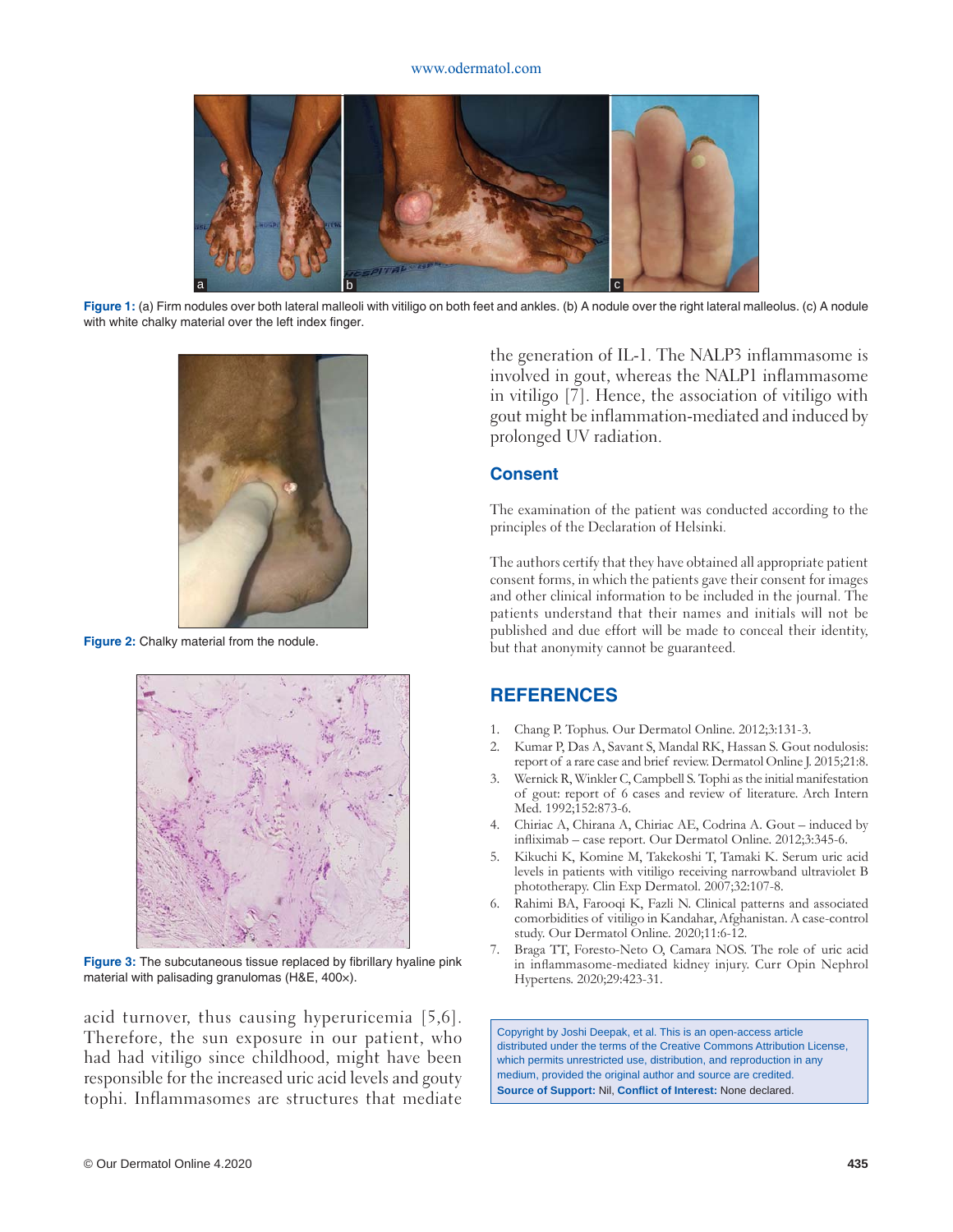Figure 1: (a) Firm nodules over both lateral malleoli with vitiligo on both feet and ankles. (b) A nodule over the right lateral malleolus. (c) A nodule with white chalky material over the left index finger.

Figure 2: Chalky material from the nodule.

Figure 3: The subcutaneous tissue replaced by fibrillary hyaline pink material with palisading granulomas (H&E, 400×).

acid turnover, thus causing hyperuricemia [5,6]. Therefore, the sun exposure in our patient, who had had vitiligo since childhood, might have been responsible for the increased uric acid levels and gouty tophi. Inflammasomes are structures that mediate the generation of IL-1. The NALP3 inflammasome is involved in gout, whereas the NALP1 inflammasome in vitiligo [7]. Hence, the association of vitiligo with gout might be inflammation-mediated and induced by prolonged UV radiation.

## Consent

The examination of the patient was conducted according to the principles of the Declaration of Helsinki.

The authors certify that they have obtained all appropriate patient consent forms, in which the patients gave their consent for images and other clinical information to be included in the journal. The patients understand that their names and initials will not be published and due effort will be made to conceal their identity, but that anonymity cannot be guaranteed.

## REFERENCES

1. Chang P. Tophus. Our Dermatol Online. 2012;3:131-3.
2. Kumar P, Das A, Savant S, Mandal RK, Hassan S. Gout nodulosis: report of a rare case and brief review. Dermatol Online J. 2015;21:8.
3. Wernick R, Winkler C, Campbell S. Tophi as the initial manifestation of gout: report of 6 cases and review of literature. Arch Intern Med. 1992;152:873-6.
4. Chiriac A, Chirana A, Chiriac AE, Codrina A. Gout – induced by infliximab – case report. Our Dermatol Online. 2012;3:345-6.
5. Kikuchi K, Komine M, Takekoshi T, Tamaki K. Serum uric acid levels in patients with vitiligo receiving narrowband ultraviolet B phototherapy. Clin Exp Dermatol. 2007;32:107-8.
6. Rahimi BA, Farooqi K, Fazli N. Clinical patterns and associated comorbidities of vitiligo in Kandahar, Afghanistan. A case-control study. Our Dermatol Online. 2020;11:6-12.
7. Braga TT, Foresto-Neto O, Camara NOS. The role of uric acid in inflammasome-mediated kidney injury. Curr Opin Nephrol Hypertens. 2020;29:423-31.

Copyright by Joshi Deepak, et al. This is an open-access article distributed under the terms of the Creative Commons Attribution License, which permits unrestricted use, distribution, and reproduction in any medium, provided the original author and source are credited.
**Source of Support:** Nil, **Conflict of Interest:** None declared.